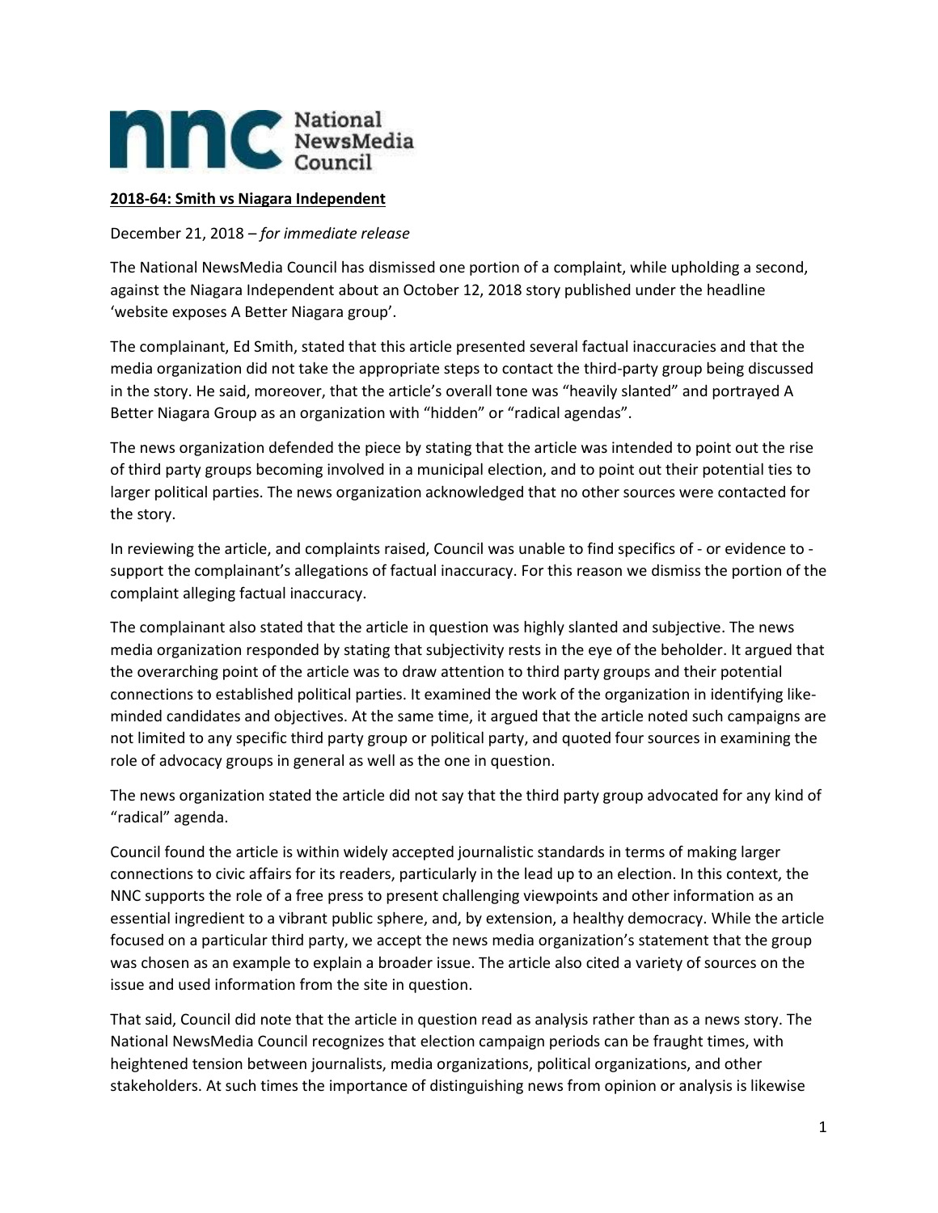National NewsMedia Council

**2018-64: Smith vs Niagara Independent**

December 21, 2018 – *for immediate release*

The National NewsMedia Council has dismissed one portion of a complaint, while upholding a second, against the Niagara Independent about an October 12, 2018 story published under the headline 'website exposes A Better Niagara group'.

The complainant, Ed Smith, stated that this article presented several factual inaccuracies and that the media organization did not take the appropriate steps to contact the third-party group being discussed in the story. He said, moreover, that the article's overall tone was "heavily slanted" and portrayed A Better Niagara Group as an organization with "hidden" or "radical agendas".

The news organization defended the piece by stating that the article was intended to point out the rise of third party groups becoming involved in a municipal election, and to point out their potential ties to larger political parties. The news organization acknowledged that no other sources were contacted for the story.

In reviewing the article, and complaints raised, Council was unable to find specifics of - or evidence to - support the complainant's allegations of factual inaccuracy. For this reason we dismiss the portion of the complaint alleging factual inaccuracy.

The complainant also stated that the article in question was highly slanted and subjective. The news media organization responded by stating that subjectivity rests in the eye of the beholder. It argued that the overarching point of the article was to draw attention to third party groups and their potential connections to established political parties. It examined the work of the organization in identifying like-minded candidates and objectives. At the same time, it argued that the article noted such campaigns are not limited to any specific third party group or political party, and quoted four sources in examining the role of advocacy groups in general as well as the one in question.

The news organization stated the article did not say that the third party group advocated for any kind of "radical" agenda.

Council found the article is within widely accepted journalistic standards in terms of making larger connections to civic affairs for its readers, particularly in the lead up to an election. In this context, the NNC supports the role of a free press to present challenging viewpoints and other information as an essential ingredient to a vibrant public sphere, and, by extension, a healthy democracy. While the article focused on a particular third party, we accept the news media organization's statement that the group was chosen as an example to explain a broader issue. The article also cited a variety of sources on the issue and used information from the site in question.

That said, Council did note that the article in question read as analysis rather than as a news story. The National NewsMedia Council recognizes that election campaign periods can be fraught times, with heightened tension between journalists, media organizations, political organizations, and other stakeholders. At such times the importance of distinguishing news from opinion or analysis is likewise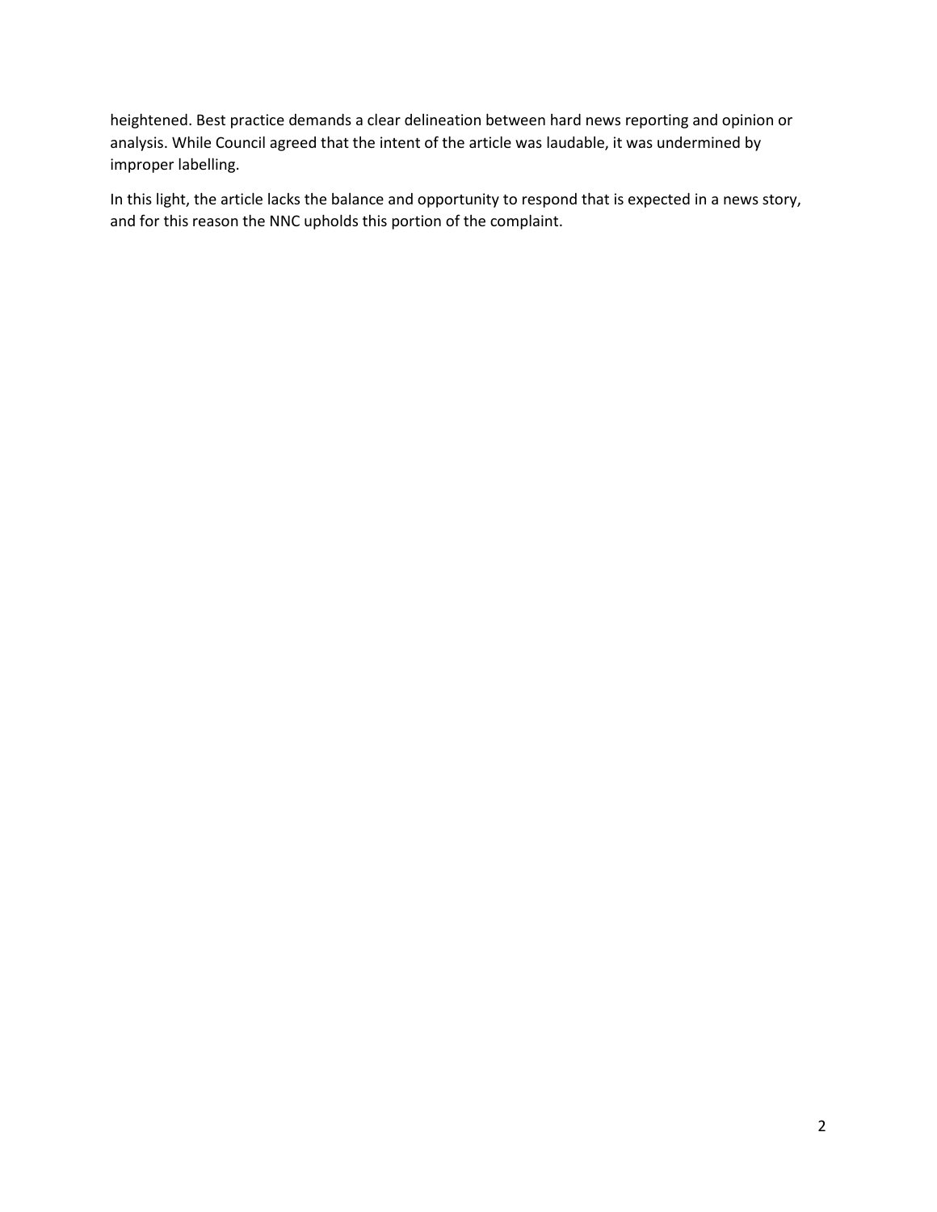heightened. Best practice demands a clear delineation between hard news reporting and opinion or analysis. While Council agreed that the intent of the article was laudable, it was undermined by improper labelling.

In this light, the article lacks the balance and opportunity to respond that is expected in a news story, and for this reason the NNC upholds this portion of the complaint.